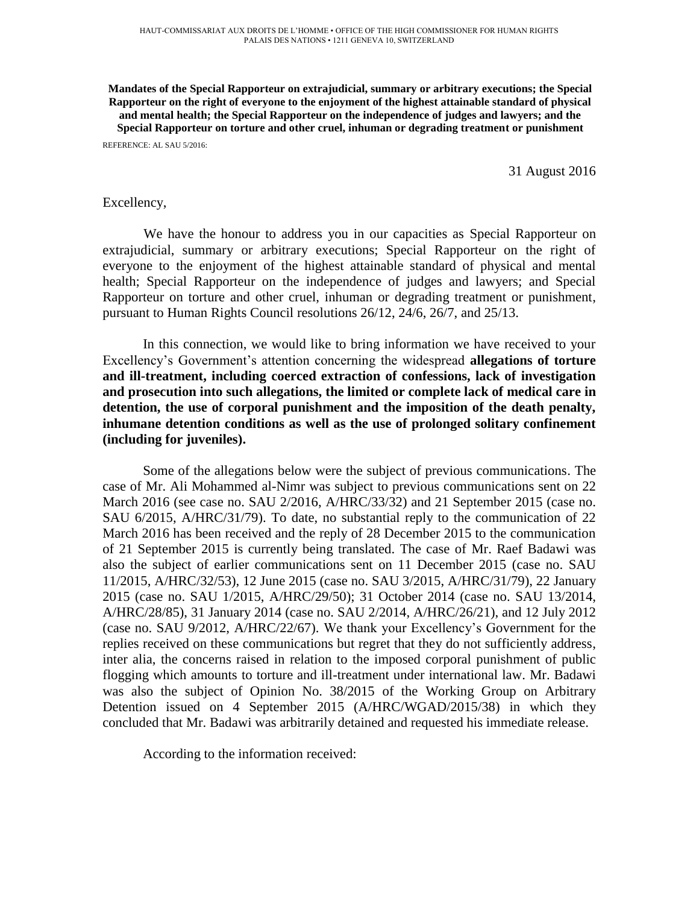HAUT-COMMISSARIAT AUX DROITS DE L'HOMME • OFFICE OF THE HIGH COMMISSIONER FOR HUMAN RIGHTS
PALAIS DES NATIONS • 1211 GENEVA 10, SWITZERLAND

**Mandates of the Special Rapporteur on extrajudicial, summary or arbitrary executions; the Special Rapporteur on the right of everyone to the enjoyment of the highest attainable standard of physical and mental health; the Special Rapporteur on the independence of judges and lawyers; and the Special Rapporteur on torture and other cruel, inhuman or degrading treatment or punishment**

REFERENCE: AL SAU 5/2016:

31 August 2016

Excellency,

We have the honour to address you in our capacities as Special Rapporteur on extrajudicial, summary or arbitrary executions; Special Rapporteur on the right of everyone to the enjoyment of the highest attainable standard of physical and mental health; Special Rapporteur on the independence of judges and lawyers; and Special Rapporteur on torture and other cruel, inhuman or degrading treatment or punishment, pursuant to Human Rights Council resolutions 26/12, 24/6, 26/7, and 25/13.

In this connection, we would like to bring information we have received to your Excellency's Government's attention concerning the widespread **allegations of torture and ill-treatment, including coerced extraction of confessions, lack of investigation and prosecution into such allegations, the limited or complete lack of medical care in detention, the use of corporal punishment and the imposition of the death penalty, inhumane detention conditions as well as the use of prolonged solitary confinement (including for juveniles).**

Some of the allegations below were the subject of previous communications. The case of Mr. Ali Mohammed al-Nimr was subject to previous communications sent on 22 March 2016 (see case no. SAU 2/2016, A/HRC/33/32) and 21 September 2015 (case no. SAU 6/2015, A/HRC/31/79). To date, no substantial reply to the communication of 22 March 2016 has been received and the reply of 28 December 2015 to the communication of 21 September 2015 is currently being translated. The case of Mr. Raef Badawi was also the subject of earlier communications sent on 11 December 2015 (case no. SAU 11/2015, A/HRC/32/53), 12 June 2015 (case no. SAU 3/2015, A/HRC/31/79), 22 January 2015 (case no. SAU 1/2015, A/HRC/29/50); 31 October 2014 (case no. SAU 13/2014, A/HRC/28/85), 31 January 2014 (case no. SAU 2/2014, A/HRC/26/21), and 12 July 2012 (case no. SAU 9/2012, A/HRC/22/67). We thank your Excellency's Government for the replies received on these communications but regret that they do not sufficiently address, inter alia, the concerns raised in relation to the imposed corporal punishment of public flogging which amounts to torture and ill-treatment under international law. Mr. Badawi was also the subject of Opinion No. 38/2015 of the Working Group on Arbitrary Detention issued on 4 September 2015 (A/HRC/WGAD/2015/38) in which they concluded that Mr. Badawi was arbitrarily detained and requested his immediate release.

According to the information received: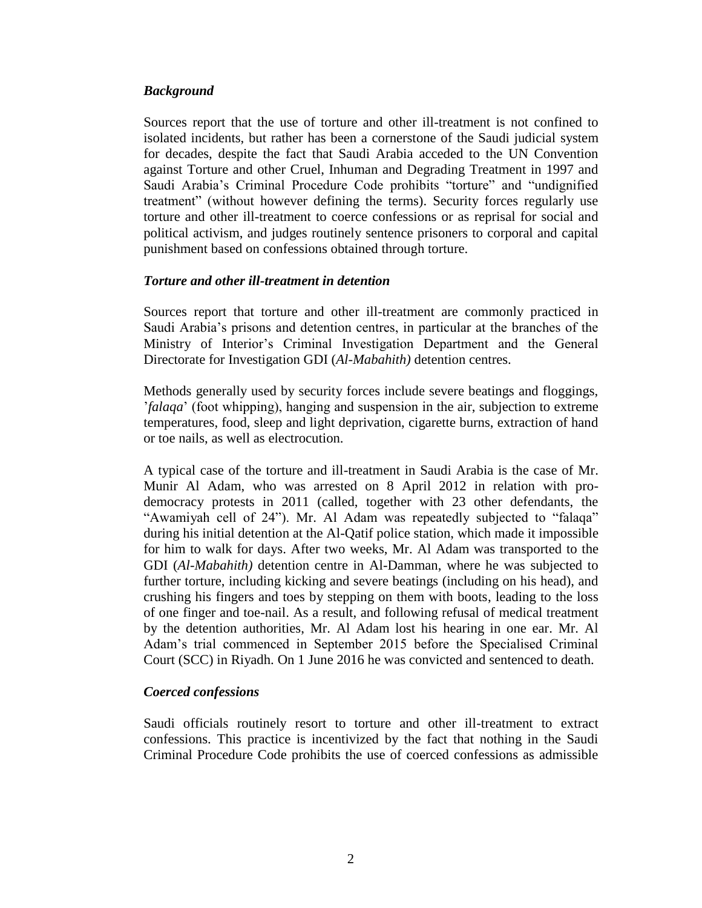### *Background*

Sources report that the use of torture and other ill-treatment is not confined to isolated incidents, but rather has been a cornerstone of the Saudi judicial system for decades, despite the fact that Saudi Arabia acceded to the UN Convention against Torture and other Cruel, Inhuman and Degrading Treatment in 1997 and Saudi Arabia's Criminal Procedure Code prohibits "torture" and "undignified treatment" (without however defining the terms). Security forces regularly use torture and other ill-treatment to coerce confessions or as reprisal for social and political activism, and judges routinely sentence prisoners to corporal and capital punishment based on confessions obtained through torture.

### *Torture and other ill-treatment in detention*

Sources report that torture and other ill-treatment are commonly practiced in Saudi Arabia's prisons and detention centres, in particular at the branches of the Ministry of Interior's Criminal Investigation Department and the General Directorate for Investigation GDI (*Al-Mabahith)* detention centres.

Methods generally used by security forces include severe beatings and floggings, '*falaqa*' (foot whipping), hanging and suspension in the air, subjection to extreme temperatures, food, sleep and light deprivation, cigarette burns, extraction of hand or toe nails, as well as electrocution.

A typical case of the torture and ill-treatment in Saudi Arabia is the case of Mr. Munir Al Adam, who was arrested on 8 April 2012 in relation with pro-democracy protests in 2011 (called, together with 23 other defendants, the "Awamiyah cell of 24"). Mr. Al Adam was repeatedly subjected to "falaqa" during his initial detention at the Al-Qatif police station, which made it impossible for him to walk for days. After two weeks, Mr. Al Adam was transported to the GDI (*Al-Mabahith)* detention centre in Al-Damman, where he was subjected to further torture, including kicking and severe beatings (including on his head), and crushing his fingers and toes by stepping on them with boots, leading to the loss of one finger and toe-nail. As a result, and following refusal of medical treatment by the detention authorities, Mr. Al Adam lost his hearing in one ear. Mr. Al Adam's trial commenced in September 2015 before the Specialised Criminal Court (SCC) in Riyadh. On 1 June 2016 he was convicted and sentenced to death.

### *Coerced confessions*

Saudi officials routinely resort to torture and other ill-treatment to extract confessions. This practice is incentivized by the fact that nothing in the Saudi Criminal Procedure Code prohibits the use of coerced confessions as admissible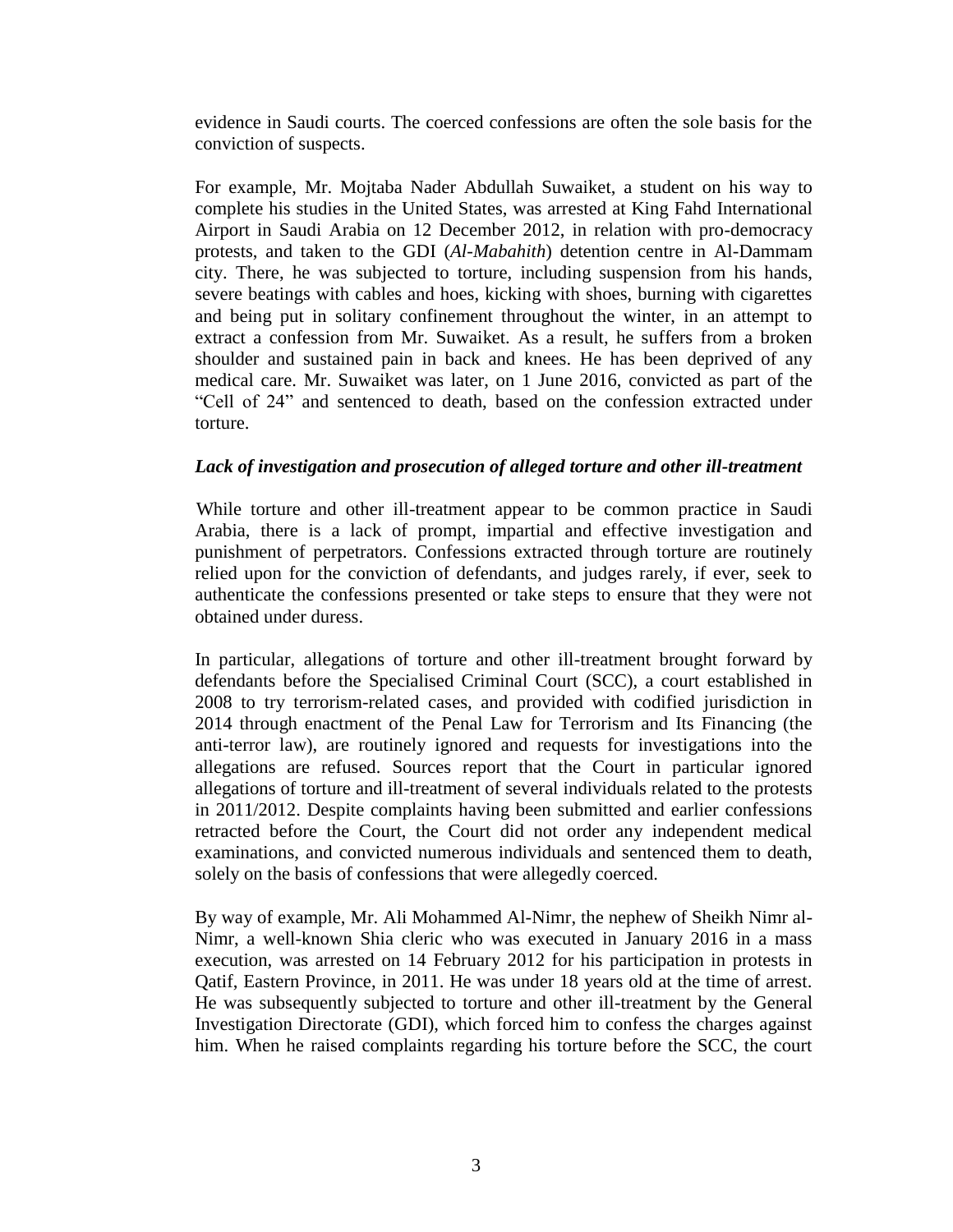evidence in Saudi courts. The coerced confessions are often the sole basis for the conviction of suspects.

For example, Mr. Mojtaba Nader Abdullah Suwaiket, a student on his way to complete his studies in the United States, was arrested at King Fahd International Airport in Saudi Arabia on 12 December 2012, in relation with pro-democracy protests, and taken to the GDI (*Al-Mabahith*) detention centre in Al-Dammam city. There, he was subjected to torture, including suspension from his hands, severe beatings with cables and hoes, kicking with shoes, burning with cigarettes and being put in solitary confinement throughout the winter, in an attempt to extract a confession from Mr. Suwaiket. As a result, he suffers from a broken shoulder and sustained pain in back and knees. He has been deprived of any medical care. Mr. Suwaiket was later, on 1 June 2016, convicted as part of the "Cell of 24" and sentenced to death, based on the confession extracted under torture.

***Lack of investigation and prosecution of alleged torture and other ill-treatment***

While torture and other ill-treatment appear to be common practice in Saudi Arabia, there is a lack of prompt, impartial and effective investigation and punishment of perpetrators. Confessions extracted through torture are routinely relied upon for the conviction of defendants, and judges rarely, if ever, seek to authenticate the confessions presented or take steps to ensure that they were not obtained under duress.

In particular, allegations of torture and other ill-treatment brought forward by defendants before the Specialised Criminal Court (SCC), a court established in 2008 to try terrorism-related cases, and provided with codified jurisdiction in 2014 through enactment of the Penal Law for Terrorism and Its Financing (the anti-terror law), are routinely ignored and requests for investigations into the allegations are refused. Sources report that the Court in particular ignored allegations of torture and ill-treatment of several individuals related to the protests in 2011/2012. Despite complaints having been submitted and earlier confessions retracted before the Court, the Court did not order any independent medical examinations, and convicted numerous individuals and sentenced them to death, solely on the basis of confessions that were allegedly coerced.

By way of example, Mr. Ali Mohammed Al-Nimr, the nephew of Sheikh Nimr al-Nimr, a well-known Shia cleric who was executed in January 2016 in a mass execution, was arrested on 14 February 2012 for his participation in protests in Qatif, Eastern Province, in 2011. He was under 18 years old at the time of arrest. He was subsequently subjected to torture and other ill-treatment by the General Investigation Directorate (GDI), which forced him to confess the charges against him. When he raised complaints regarding his torture before the SCC, the court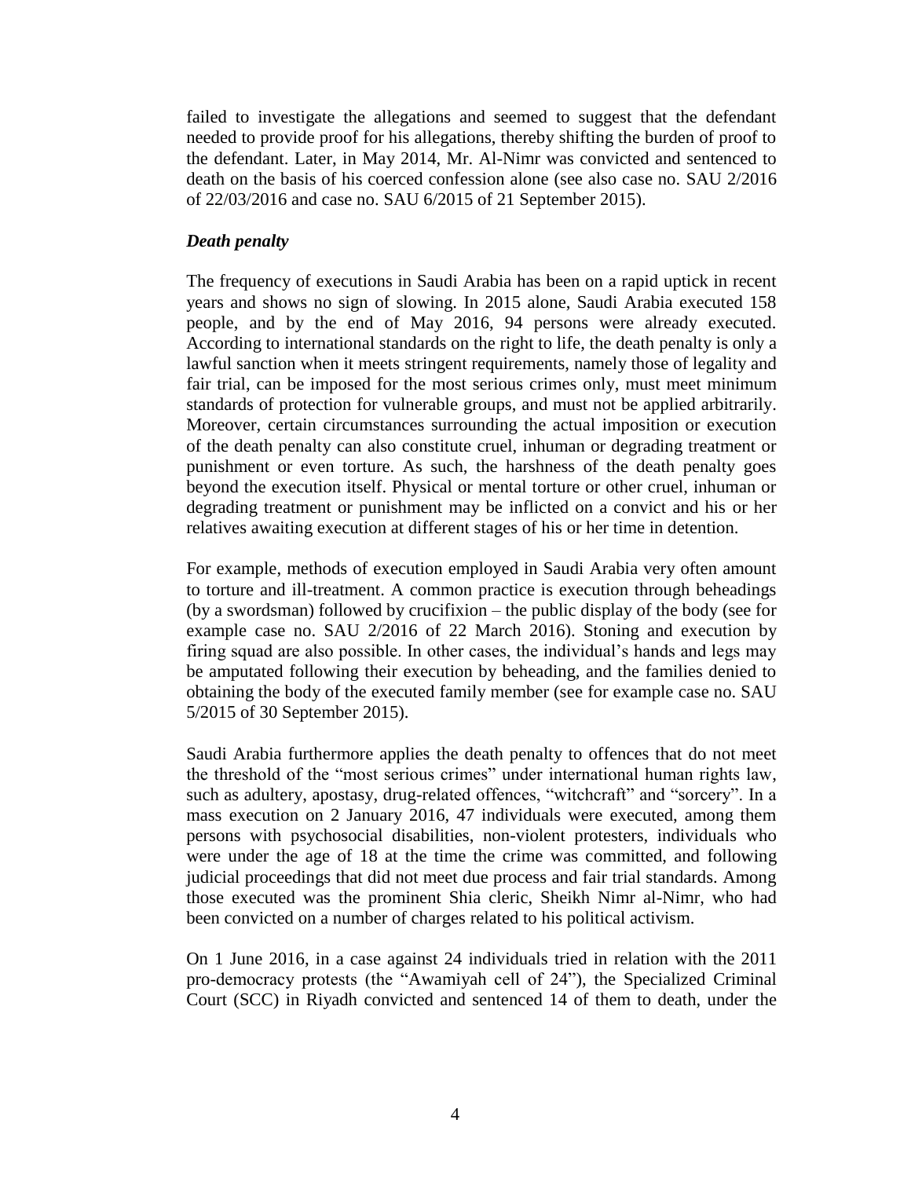failed to investigate the allegations and seemed to suggest that the defendant needed to provide proof for his allegations, thereby shifting the burden of proof to the defendant. Later, in May 2014, Mr. Al-Nimr was convicted and sentenced to death on the basis of his coerced confession alone (see also case no. SAU 2/2016 of 22/03/2016 and case no. SAU 6/2015 of 21 September 2015).

***Death penalty***

The frequency of executions in Saudi Arabia has been on a rapid uptick in recent years and shows no sign of slowing. In 2015 alone, Saudi Arabia executed 158 people, and by the end of May 2016, 94 persons were already executed. According to international standards on the right to life, the death penalty is only a lawful sanction when it meets stringent requirements, namely those of legality and fair trial, can be imposed for the most serious crimes only, must meet minimum standards of protection for vulnerable groups, and must not be applied arbitrarily. Moreover, certain circumstances surrounding the actual imposition or execution of the death penalty can also constitute cruel, inhuman or degrading treatment or punishment or even torture. As such, the harshness of the death penalty goes beyond the execution itself. Physical or mental torture or other cruel, inhuman or degrading treatment or punishment may be inflicted on a convict and his or her relatives awaiting execution at different stages of his or her time in detention.

For example, methods of execution employed in Saudi Arabia very often amount to torture and ill-treatment. A common practice is execution through beheadings (by a swordsman) followed by crucifixion – the public display of the body (see for example case no. SAU 2/2016 of 22 March 2016). Stoning and execution by firing squad are also possible. In other cases, the individual's hands and legs may be amputated following their execution by beheading, and the families denied to obtaining the body of the executed family member (see for example case no. SAU 5/2015 of 30 September 2015).

Saudi Arabia furthermore applies the death penalty to offences that do not meet the threshold of the "most serious crimes" under international human rights law, such as adultery, apostasy, drug-related offences, "witchcraft" and "sorcery". In a mass execution on 2 January 2016, 47 individuals were executed, among them persons with psychosocial disabilities, non-violent protesters, individuals who were under the age of 18 at the time the crime was committed, and following judicial proceedings that did not meet due process and fair trial standards. Among those executed was the prominent Shia cleric, Sheikh Nimr al-Nimr, who had been convicted on a number of charges related to his political activism.

On 1 June 2016, in a case against 24 individuals tried in relation with the 2011 pro-democracy protests (the "Awamiyah cell of 24"), the Specialized Criminal Court (SCC) in Riyadh convicted and sentenced 14 of them to death, under the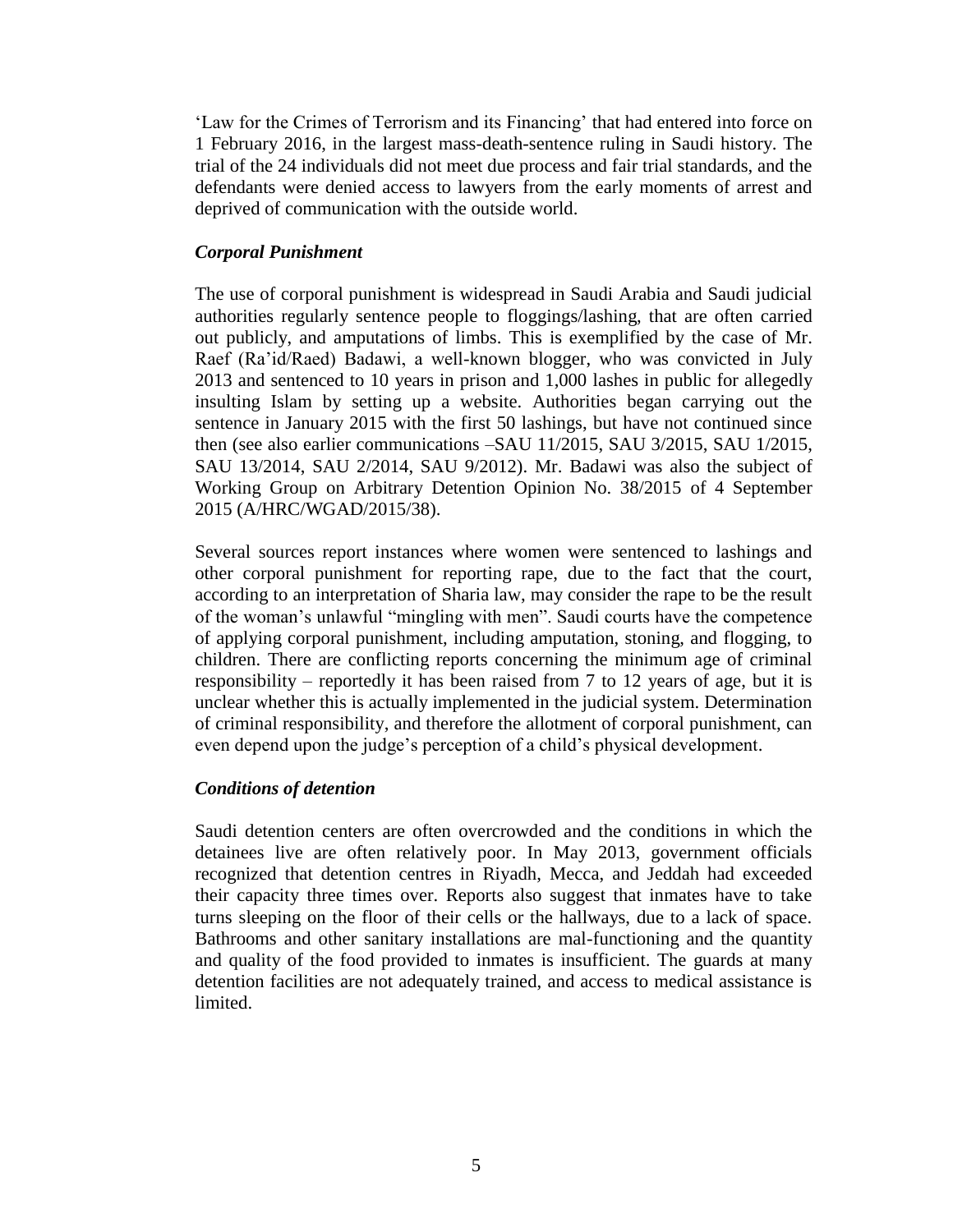'Law for the Crimes of Terrorism and its Financing' that had entered into force on 1 February 2016, in the largest mass-death-sentence ruling in Saudi history. The trial of the 24 individuals did not meet due process and fair trial standards, and the defendants were denied access to lawyers from the early moments of arrest and deprived of communication with the outside world.

***Corporal Punishment***

The use of corporal punishment is widespread in Saudi Arabia and Saudi judicial authorities regularly sentence people to floggings/lashing, that are often carried out publicly, and amputations of limbs. This is exemplified by the case of Mr. Raef (Ra'id/Raed) Badawi, a well-known blogger, who was convicted in July 2013 and sentenced to 10 years in prison and 1,000 lashes in public for allegedly insulting Islam by setting up a website. Authorities began carrying out the sentence in January 2015 with the first 50 lashings, but have not continued since then (see also earlier communications –SAU 11/2015, SAU 3/2015, SAU 1/2015, SAU 13/2014, SAU 2/2014, SAU 9/2012). Mr. Badawi was also the subject of Working Group on Arbitrary Detention Opinion No. 38/2015 of 4 September 2015 (A/HRC/WGAD/2015/38).

Several sources report instances where women were sentenced to lashings and other corporal punishment for reporting rape, due to the fact that the court, according to an interpretation of Sharia law, may consider the rape to be the result of the woman's unlawful "mingling with men". Saudi courts have the competence of applying corporal punishment, including amputation, stoning, and flogging, to children. There are conflicting reports concerning the minimum age of criminal responsibility – reportedly it has been raised from 7 to 12 years of age, but it is unclear whether this is actually implemented in the judicial system. Determination of criminal responsibility, and therefore the allotment of corporal punishment, can even depend upon the judge's perception of a child's physical development.

***Conditions of detention***

Saudi detention centers are often overcrowded and the conditions in which the detainees live are often relatively poor. In May 2013, government officials recognized that detention centres in Riyadh, Mecca, and Jeddah had exceeded their capacity three times over. Reports also suggest that inmates have to take turns sleeping on the floor of their cells or the hallways, due to a lack of space. Bathrooms and other sanitary installations are mal-functioning and the quantity and quality of the food provided to inmates is insufficient. The guards at many detention facilities are not adequately trained, and access to medical assistance is limited.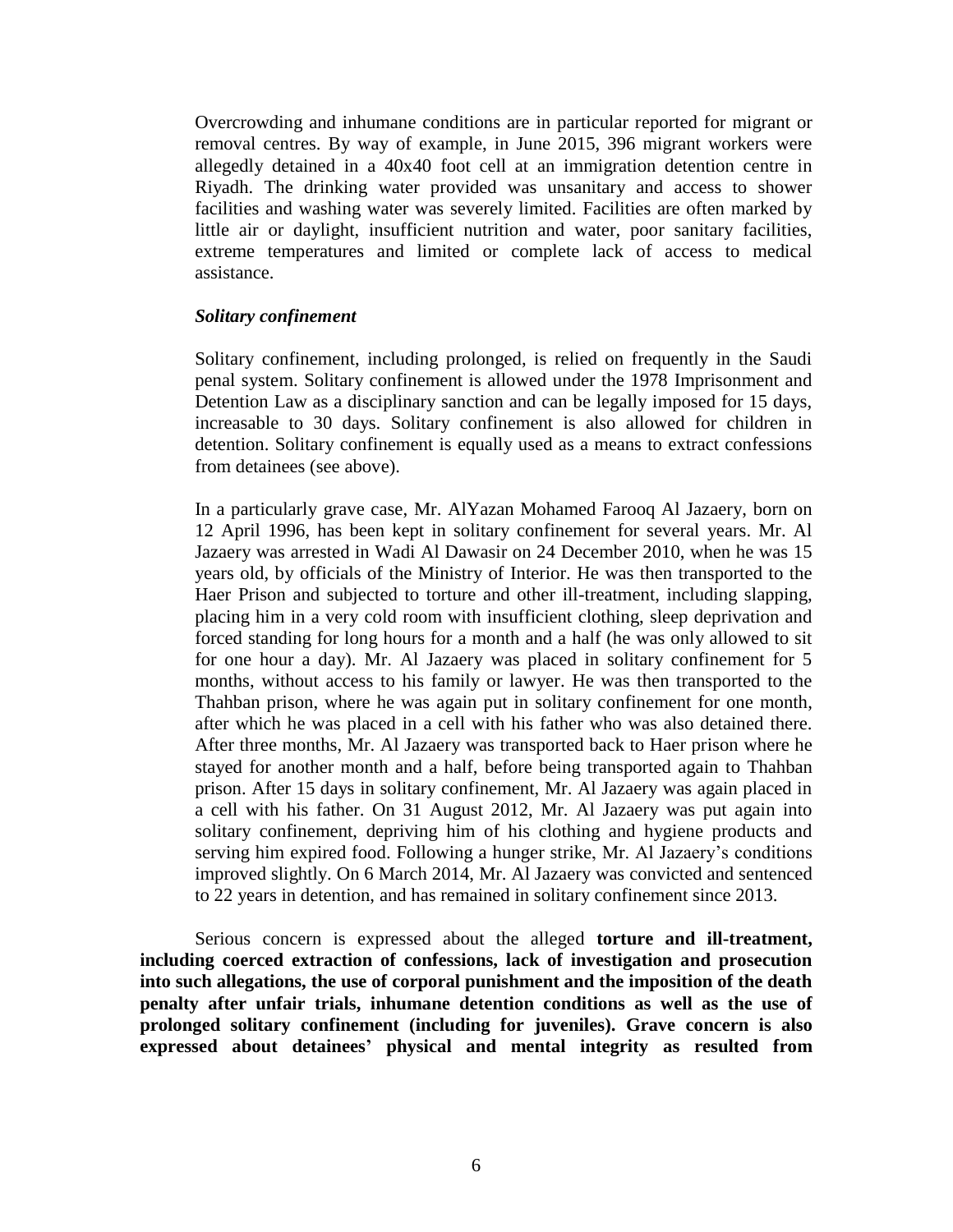Overcrowding and inhumane conditions are in particular reported for migrant or removal centres. By way of example, in June 2015, 396 migrant workers were allegedly detained in a 40x40 foot cell at an immigration detention centre in Riyadh. The drinking water provided was unsanitary and access to shower facilities and washing water was severely limited. Facilities are often marked by little air or daylight, insufficient nutrition and water, poor sanitary facilities, extreme temperatures and limited or complete lack of access to medical assistance.

***Solitary confinement***

Solitary confinement, including prolonged, is relied on frequently in the Saudi penal system. Solitary confinement is allowed under the 1978 Imprisonment and Detention Law as a disciplinary sanction and can be legally imposed for 15 days, increasable to 30 days. Solitary confinement is also allowed for children in detention. Solitary confinement is equally used as a means to extract confessions from detainees (see above).

In a particularly grave case, Mr. AlYazan Mohamed Farooq Al Jazaery, born on 12 April 1996, has been kept in solitary confinement for several years. Mr. Al Jazaery was arrested in Wadi Al Dawasir on 24 December 2010, when he was 15 years old, by officials of the Ministry of Interior. He was then transported to the Haer Prison and subjected to torture and other ill-treatment, including slapping, placing him in a very cold room with insufficient clothing, sleep deprivation and forced standing for long hours for a month and a half (he was only allowed to sit for one hour a day). Mr. Al Jazaery was placed in solitary confinement for 5 months, without access to his family or lawyer. He was then transported to the Thahban prison, where he was again put in solitary confinement for one month, after which he was placed in a cell with his father who was also detained there. After three months, Mr. Al Jazaery was transported back to Haer prison where he stayed for another month and a half, before being transported again to Thahban prison. After 15 days in solitary confinement, Mr. Al Jazaery was again placed in a cell with his father. On 31 August 2012, Mr. Al Jazaery was put again into solitary confinement, depriving him of his clothing and hygiene products and serving him expired food. Following a hunger strike, Mr. Al Jazaery's conditions improved slightly. On 6 March 2014, Mr. Al Jazaery was convicted and sentenced to 22 years in detention, and has remained in solitary confinement since 2013.

Serious concern is expressed about the alleged **torture and ill-treatment, including coerced extraction of confessions, lack of investigation and prosecution into such allegations, the use of corporal punishment and the imposition of the death penalty after unfair trials, inhumane detention conditions as well as the use of prolonged solitary confinement (including for juveniles). Grave concern is also expressed about detainees' physical and mental integrity as resulted from**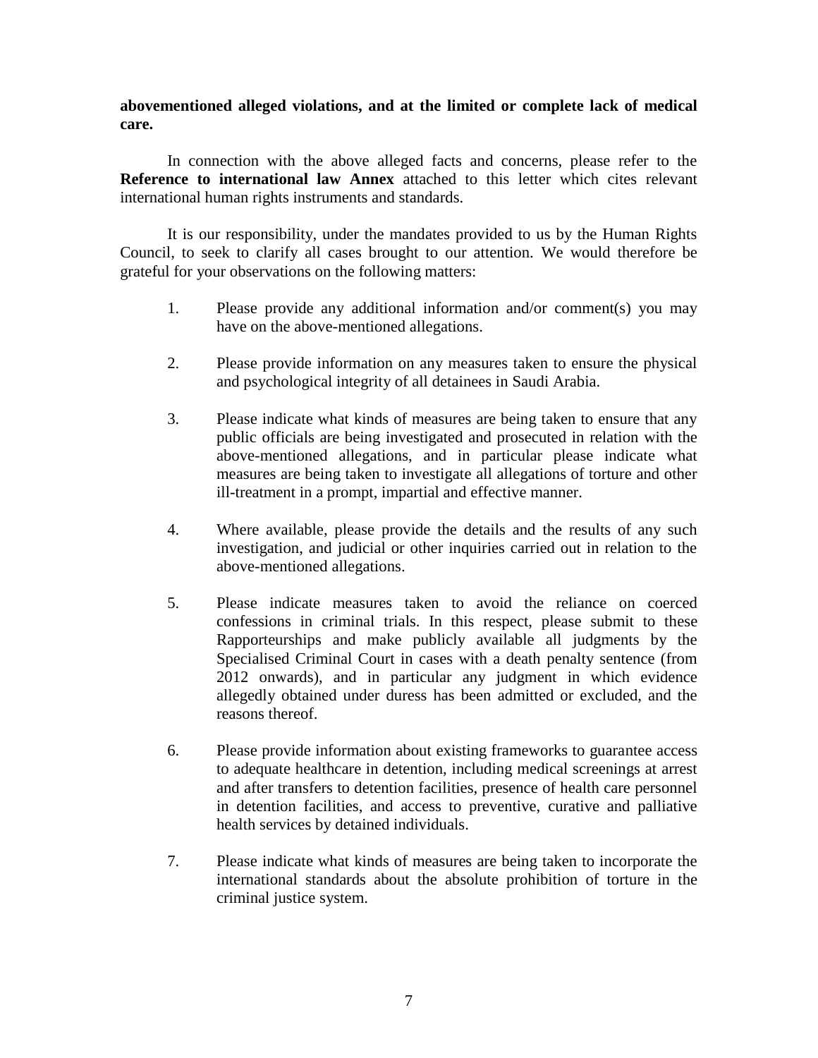**abovementioned alleged violations, and at the limited or complete lack of medical care.**

In connection with the above alleged facts and concerns, please refer to the **Reference to international law Annex** attached to this letter which cites relevant international human rights instruments and standards.

It is our responsibility, under the mandates provided to us by the Human Rights Council, to seek to clarify all cases brought to our attention. We would therefore be grateful for your observations on the following matters:

1. Please provide any additional information and/or comment(s) you may have on the above-mentioned allegations.

2. Please provide information on any measures taken to ensure the physical and psychological integrity of all detainees in Saudi Arabia.

3. Please indicate what kinds of measures are being taken to ensure that any public officials are being investigated and prosecuted in relation with the above-mentioned allegations, and in particular please indicate what measures are being taken to investigate all allegations of torture and other ill-treatment in a prompt, impartial and effective manner.

4. Where available, please provide the details and the results of any such investigation, and judicial or other inquiries carried out in relation to the above-mentioned allegations.

5. Please indicate measures taken to avoid the reliance on coerced confessions in criminal trials. In this respect, please submit to these Rapporteurships and make publicly available all judgments by the Specialised Criminal Court in cases with a death penalty sentence (from 2012 onwards), and in particular any judgment in which evidence allegedly obtained under duress has been admitted or excluded, and the reasons thereof.

6. Please provide information about existing frameworks to guarantee access to adequate healthcare in detention, including medical screenings at arrest and after transfers to detention facilities, presence of health care personnel in detention facilities, and access to preventive, curative and palliative health services by detained individuals.

7. Please indicate what kinds of measures are being taken to incorporate the international standards about the absolute prohibition of torture in the criminal justice system.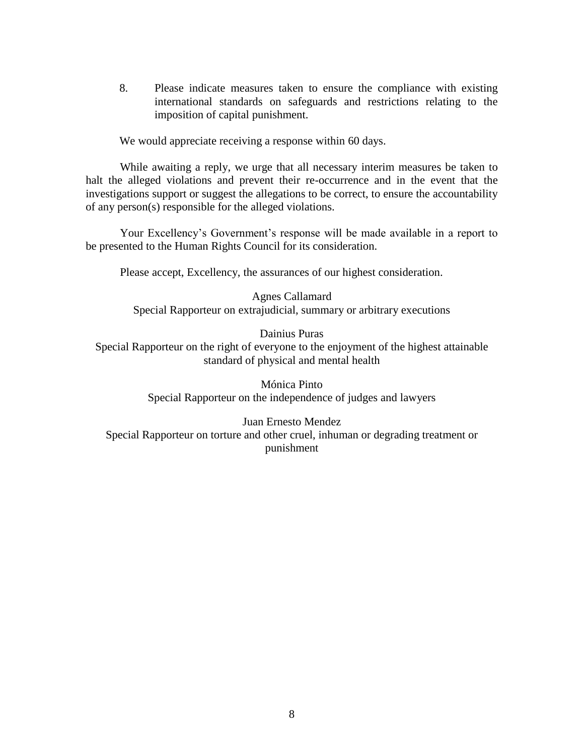8. Please indicate measures taken to ensure the compliance with existing international standards on safeguards and restrictions relating to the imposition of capital punishment.

We would appreciate receiving a response within 60 days.

While awaiting a reply, we urge that all necessary interim measures be taken to halt the alleged violations and prevent their re-occurrence and in the event that the investigations support or suggest the allegations to be correct, to ensure the accountability of any person(s) responsible for the alleged violations.

Your Excellency's Government's response will be made available in a report to be presented to the Human Rights Council for its consideration.

Please accept, Excellency, the assurances of our highest consideration.

Agnes Callamard
Special Rapporteur on extrajudicial, summary or arbitrary executions

Dainius Puras
Special Rapporteur on the right of everyone to the enjoyment of the highest attainable standard of physical and mental health

Mónica Pinto
Special Rapporteur on the independence of judges and lawyers

Juan Ernesto Mendez
Special Rapporteur on torture and other cruel, inhuman or degrading treatment or punishment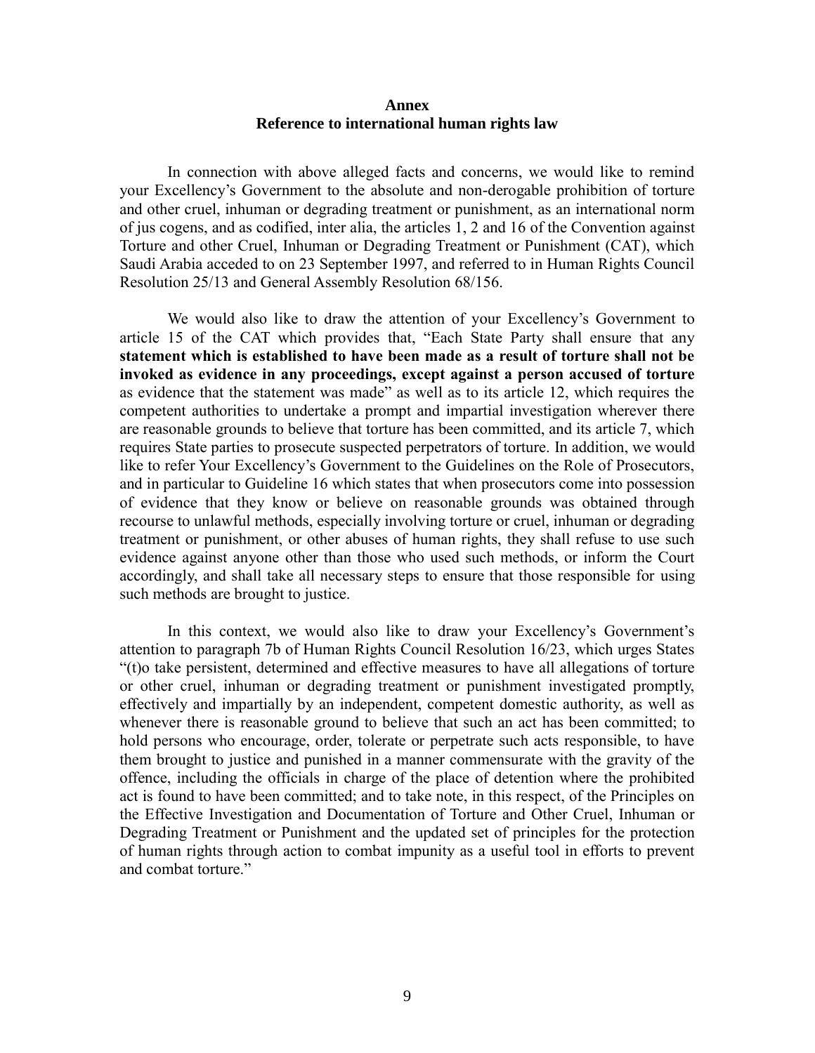## Annex
### Reference to international human rights law

In connection with above alleged facts and concerns, we would like to remind your Excellency's Government to the absolute and non-derogable prohibition of torture and other cruel, inhuman or degrading treatment or punishment, as an international norm of jus cogens, and as codified, inter alia, the articles 1, 2 and 16 of the Convention against Torture and other Cruel, Inhuman or Degrading Treatment or Punishment (CAT), which Saudi Arabia acceded to on 23 September 1997, and referred to in Human Rights Council Resolution 25/13 and General Assembly Resolution 68/156.

We would also like to draw the attention of your Excellency's Government to article 15 of the CAT which provides that, "Each State Party shall ensure that any **statement which is established to have been made as a result of torture shall not be invoked as evidence in any proceedings, except against a person accused of torture** as evidence that the statement was made" as well as to its article 12, which requires the competent authorities to undertake a prompt and impartial investigation wherever there are reasonable grounds to believe that torture has been committed, and its article 7, which requires State parties to prosecute suspected perpetrators of torture. In addition, we would like to refer Your Excellency's Government to the Guidelines on the Role of Prosecutors, and in particular to Guideline 16 which states that when prosecutors come into possession of evidence that they know or believe on reasonable grounds was obtained through recourse to unlawful methods, especially involving torture or cruel, inhuman or degrading treatment or punishment, or other abuses of human rights, they shall refuse to use such evidence against anyone other than those who used such methods, or inform the Court accordingly, and shall take all necessary steps to ensure that those responsible for using such methods are brought to justice.

In this context, we would also like to draw your Excellency's Government's attention to paragraph 7b of Human Rights Council Resolution 16/23, which urges States "(t)o take persistent, determined and effective measures to have all allegations of torture or other cruel, inhuman or degrading treatment or punishment investigated promptly, effectively and impartially by an independent, competent domestic authority, as well as whenever there is reasonable ground to believe that such an act has been committed; to hold persons who encourage, order, tolerate or perpetrate such acts responsible, to have them brought to justice and punished in a manner commensurate with the gravity of the offence, including the officials in charge of the place of detention where the prohibited act is found to have been committed; and to take note, in this respect, of the Principles on the Effective Investigation and Documentation of Torture and Other Cruel, Inhuman or Degrading Treatment or Punishment and the updated set of principles for the protection of human rights through action to combat impunity as a useful tool in efforts to prevent and combat torture."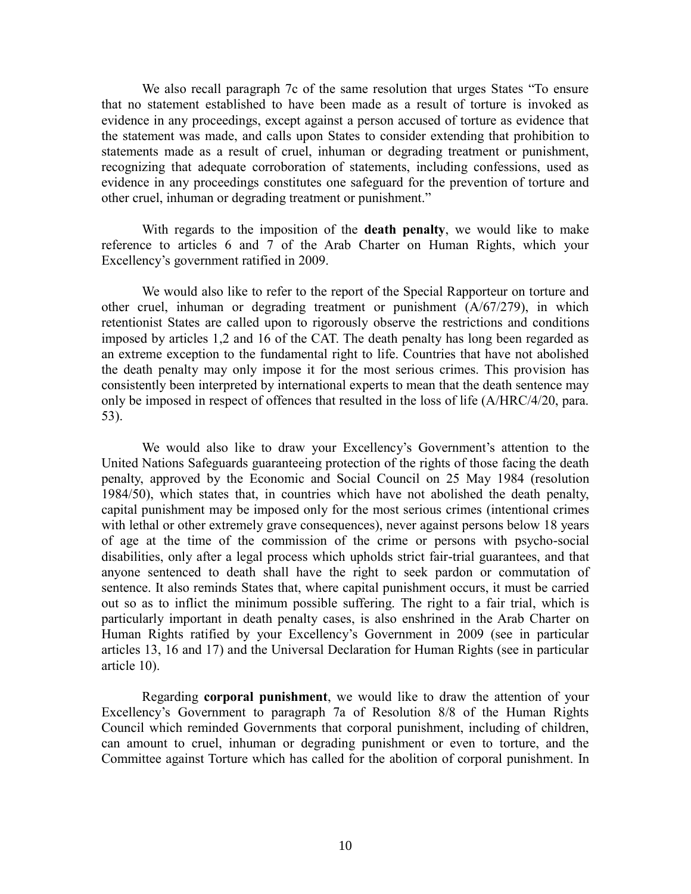We also recall paragraph 7c of the same resolution that urges States "To ensure that no statement established to have been made as a result of torture is invoked as evidence in any proceedings, except against a person accused of torture as evidence that the statement was made, and calls upon States to consider extending that prohibition to statements made as a result of cruel, inhuman or degrading treatment or punishment, recognizing that adequate corroboration of statements, including confessions, used as evidence in any proceedings constitutes one safeguard for the prevention of torture and other cruel, inhuman or degrading treatment or punishment."

With regards to the imposition of the **death penalty**, we would like to make reference to articles 6 and 7 of the Arab Charter on Human Rights, which your Excellency's government ratified in 2009.

We would also like to refer to the report of the Special Rapporteur on torture and other cruel, inhuman or degrading treatment or punishment (A/67/279), in which retentionist States are called upon to rigorously observe the restrictions and conditions imposed by articles 1,2 and 16 of the CAT. The death penalty has long been regarded as an extreme exception to the fundamental right to life. Countries that have not abolished the death penalty may only impose it for the most serious crimes. This provision has consistently been interpreted by international experts to mean that the death sentence may only be imposed in respect of offences that resulted in the loss of life (A/HRC/4/20, para. 53).

We would also like to draw your Excellency's Government's attention to the United Nations Safeguards guaranteeing protection of the rights of those facing the death penalty, approved by the Economic and Social Council on 25 May 1984 (resolution 1984/50), which states that, in countries which have not abolished the death penalty, capital punishment may be imposed only for the most serious crimes (intentional crimes with lethal or other extremely grave consequences), never against persons below 18 years of age at the time of the commission of the crime or persons with psycho-social disabilities, only after a legal process which upholds strict fair-trial guarantees, and that anyone sentenced to death shall have the right to seek pardon or commutation of sentence. It also reminds States that, where capital punishment occurs, it must be carried out so as to inflict the minimum possible suffering. The right to a fair trial, which is particularly important in death penalty cases, is also enshrined in the Arab Charter on Human Rights ratified by your Excellency's Government in 2009 (see in particular articles 13, 16 and 17) and the Universal Declaration for Human Rights (see in particular article 10).

Regarding **corporal punishment**, we would like to draw the attention of your Excellency's Government to paragraph 7a of Resolution 8/8 of the Human Rights Council which reminded Governments that corporal punishment, including of children, can amount to cruel, inhuman or degrading punishment or even to torture, and the Committee against Torture which has called for the abolition of corporal punishment. In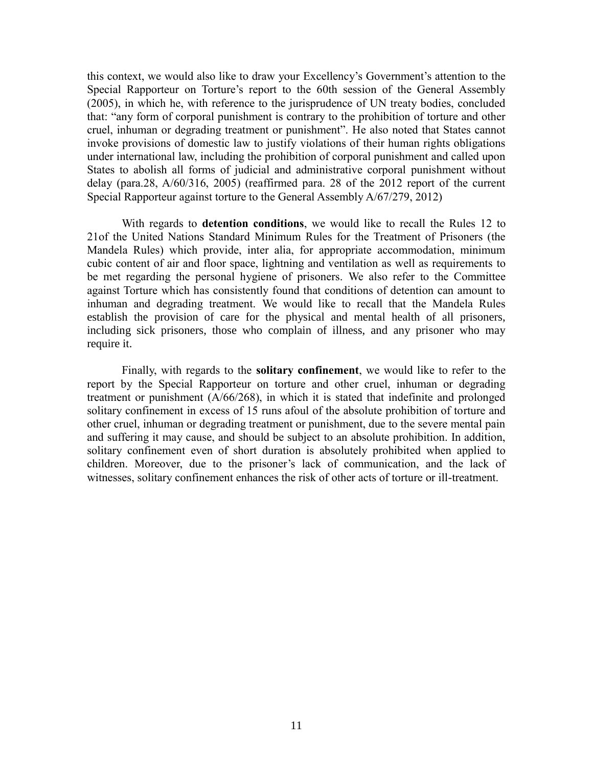this context, we would also like to draw your Excellency's Government's attention to the Special Rapporteur on Torture's report to the 60th session of the General Assembly (2005), in which he, with reference to the jurisprudence of UN treaty bodies, concluded that: "any form of corporal punishment is contrary to the prohibition of torture and other cruel, inhuman or degrading treatment or punishment". He also noted that States cannot invoke provisions of domestic law to justify violations of their human rights obligations under international law, including the prohibition of corporal punishment and called upon States to abolish all forms of judicial and administrative corporal punishment without delay (para.28, A/60/316, 2005) (reaffirmed para. 28 of the 2012 report of the current Special Rapporteur against torture to the General Assembly A/67/279, 2012)

With regards to **detention conditions**, we would like to recall the Rules 12 to 21of the United Nations Standard Minimum Rules for the Treatment of Prisoners (the Mandela Rules) which provide, inter alia, for appropriate accommodation, minimum cubic content of air and floor space, lightning and ventilation as well as requirements to be met regarding the personal hygiene of prisoners. We also refer to the Committee against Torture which has consistently found that conditions of detention can amount to inhuman and degrading treatment. We would like to recall that the Mandela Rules establish the provision of care for the physical and mental health of all prisoners, including sick prisoners, those who complain of illness, and any prisoner who may require it.

Finally, with regards to the **solitary confinement**, we would like to refer to the report by the Special Rapporteur on torture and other cruel, inhuman or degrading treatment or punishment (A/66/268), in which it is stated that indefinite and prolonged solitary confinement in excess of 15 runs afoul of the absolute prohibition of torture and other cruel, inhuman or degrading treatment or punishment, due to the severe mental pain and suffering it may cause, and should be subject to an absolute prohibition. In addition, solitary confinement even of short duration is absolutely prohibited when applied to children. Moreover, due to the prisoner's lack of communication, and the lack of witnesses, solitary confinement enhances the risk of other acts of torture or ill-treatment.